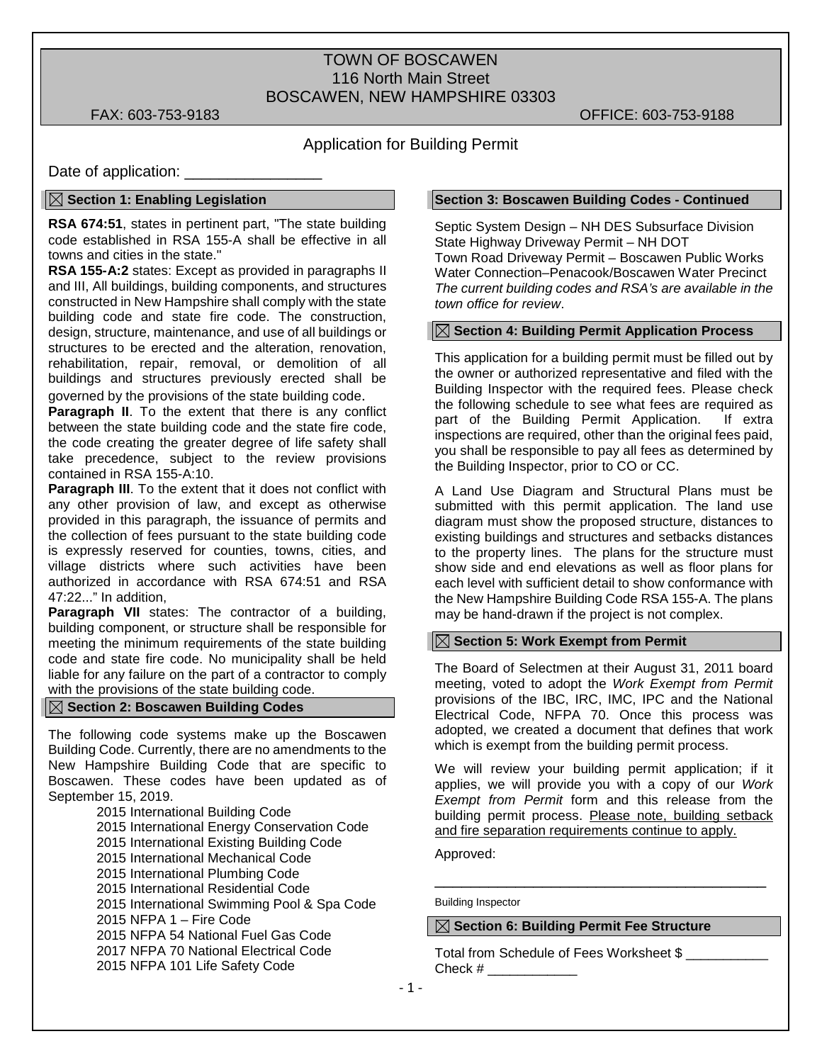# TOWN OF BOSCAWEN

116 North Main Street
BOSCAWEN, NEW HAMPSHIRE 03303

FAX: 603-753-9183 OFFICE: 603-753-9188

## Application for Building Permit

Date of application: ________________

### ☒ Section 1: Enabling Legislation

**RSA 674:51**, states in pertinent part, "The state building code established in RSA 155-A shall be effective in all towns and cities in the state."

**RSA 155-A:2** states: Except as provided in paragraphs II and III, All buildings, building components, and structures constructed in New Hampshire shall comply with the state building code and state fire code. The construction, design, structure, maintenance, and use of all buildings or structures to be erected and the alteration, renovation, rehabilitation, repair, removal, or demolition of all buildings and structures previously erected shall be governed by the provisions of the state building code.

**Paragraph II**. To the extent that there is any conflict between the state building code and the state fire code, the code creating the greater degree of life safety shall take precedence, subject to the review provisions contained in RSA 155-A:10.

**Paragraph III**. To the extent that it does not conflict with any other provision of law, and except as otherwise provided in this paragraph, the issuance of permits and the collection of fees pursuant to the state building code is expressly reserved for counties, towns, cities, and village districts where such activities have been authorized in accordance with RSA 674:51 and RSA 47:22..." In addition,

**Paragraph VII** states: The contractor of a building, building component, or structure shall be responsible for meeting the minimum requirements of the state building code and state fire code. No municipality shall be held liable for any failure on the part of a contractor to comply with the provisions of the state building code.

### ☒ Section 2: Boscawen Building Codes

The following code systems make up the Boscawen Building Code. Currently, there are no amendments to the New Hampshire Building Code that are specific to Boscawen. These codes have been updated as of September 15, 2019.

- 2015 International Building Code
- 2015 International Energy Conservation Code
- 2015 International Existing Building Code
- 2015 International Mechanical Code
- 2015 International Plumbing Code
- 2015 International Residential Code
- 2015 International Swimming Pool & Spa Code
- 2015 NFPA 1 – Fire Code
- 2015 NFPA 54 National Fuel Gas Code
- 2017 NFPA 70 National Electrical Code
- 2015 NFPA 101 Life Safety Code

### Section 3: Boscawen Building Codes - Continued

Septic System Design – NH DES Subsurface Division
State Highway Driveway Permit – NH DOT
Town Road Driveway Permit – Boscawen Public Works
Water Connection–Penacook/Boscawen Water Precinct
*The current building codes and RSA's are available in the town office for review*.

### ☒ Section 4: Building Permit Application Process

This application for a building permit must be filled out by the owner or authorized representative and filed with the Building Inspector with the required fees. Please check the following schedule to see what fees are required as part of the Building Permit Application. If extra inspections are required, other than the original fees paid, you shall be responsible to pay all fees as determined by the Building Inspector, prior to CO or CC.

A Land Use Diagram and Structural Plans must be submitted with this permit application. The land use diagram must show the proposed structure, distances to existing buildings and structures and setbacks distances to the property lines. The plans for the structure must show side and end elevations as well as floor plans for each level with sufficient detail to show conformance with the New Hampshire Building Code RSA 155-A. The plans may be hand-drawn if the project is not complex.

### ☒ Section 5: Work Exempt from Permit

The Board of Selectmen at their August 31, 2011 board meeting, voted to adopt the *Work Exempt from Permit* provisions of the IBC, IRC, IMC, IPC and the National Electrical Code, NFPA 70. Once this process was adopted, we created a document that defines that work which is exempt from the building permit process.

We will review your building permit application; if it applies, we will provide you with a copy of our *Work Exempt from Permit* form and this release from the building permit process. <u>Please note, building setback and fire separation requirements continue to apply.</u>

Approved:

_____________________________________________

Building Inspector

### ☒ Section 6: Building Permit Fee Structure

Total from Schedule of Fees Worksheet $ ___________
Check # ____________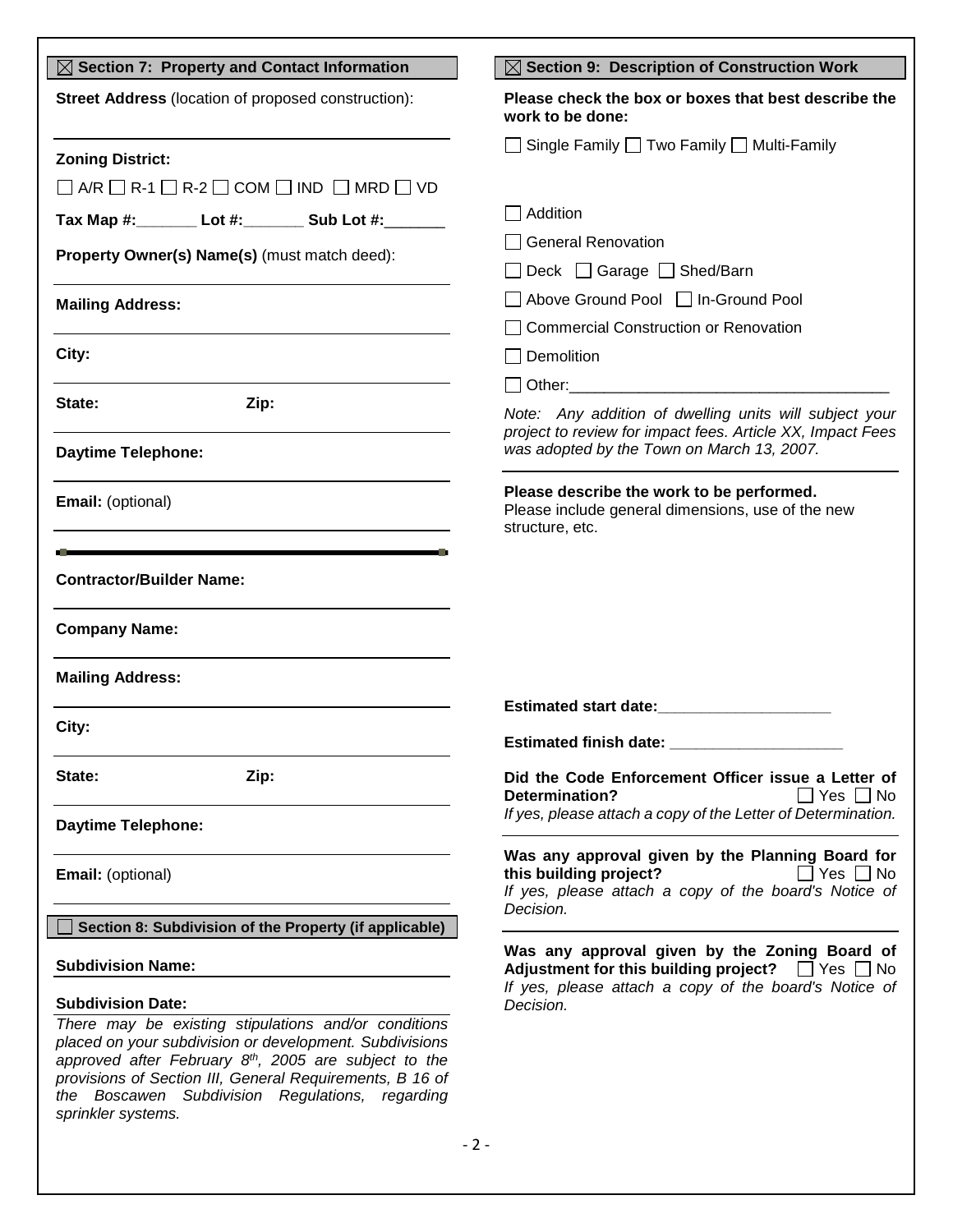## ☒ Section 7: Property and Contact Information

**Street Address** (location of proposed construction):

**Zoning District:**

☐ A/R ☐ R-1 ☐ R-2 ☐ COM ☐ IND ☐ MRD ☐ VD

**Tax Map #:**_______ **Lot #:**_______ **Sub Lot #:**_______

**Property Owner(s) Name(s)** (must match deed):

**Mailing Address:**

**City:**

**State:** **Zip:**

**Daytime Telephone:**

**Email:** (optional)

**Contractor/Builder Name:**

**Company Name:**

**Mailing Address:**

**City:**

**State:** **Zip:**

**Daytime Telephone:**

**Email:** (optional)

## ☐ Section 8: Subdivision of the Property (if applicable)

**Subdivision Name:**

**Subdivision Date:**

*There may be existing stipulations and/or conditions placed on your subdivision or development. Subdivisions approved after February 8th, 2005 are subject to the provisions of Section III, General Requirements, B 16 of the Boscawen Subdivision Regulations, regarding sprinkler systems.*

## ☒ Section 9: Description of Construction Work

**Please check the box or boxes that best describe the work to be done:**

☐ Single Family ☐ Two Family ☐ Multi-Family

☐ Addition

☐ General Renovation

☐ Deck ☐ Garage ☐ Shed/Barn

☐ Above Ground Pool ☐ In-Ground Pool

☐ Commercial Construction or Renovation

☐ Demolition

☐ Other:_____________________________________

*Note: Any addition of dwelling units will subject your project to review for impact fees. Article XX, Impact Fees was adopted by the Town on March 13, 2007.*

**Please describe the work to be performed.**
Please include general dimensions, use of the new structure, etc.

**Estimated start date:**____________________

**Estimated finish date:** ____________________

**Did the Code Enforcement Officer issue a Letter of Determination?** ☐ Yes ☐ No
*If yes, please attach a copy of the Letter of Determination.*

**Was any approval given by the Planning Board for this building project?** ☐ Yes ☐ No
*If yes, please attach a copy of the board's Notice of Decision.*

**Was any approval given by the Zoning Board of Adjustment for this building project?** ☐ Yes ☐ No
*If yes, please attach a copy of the board's Notice of Decision.*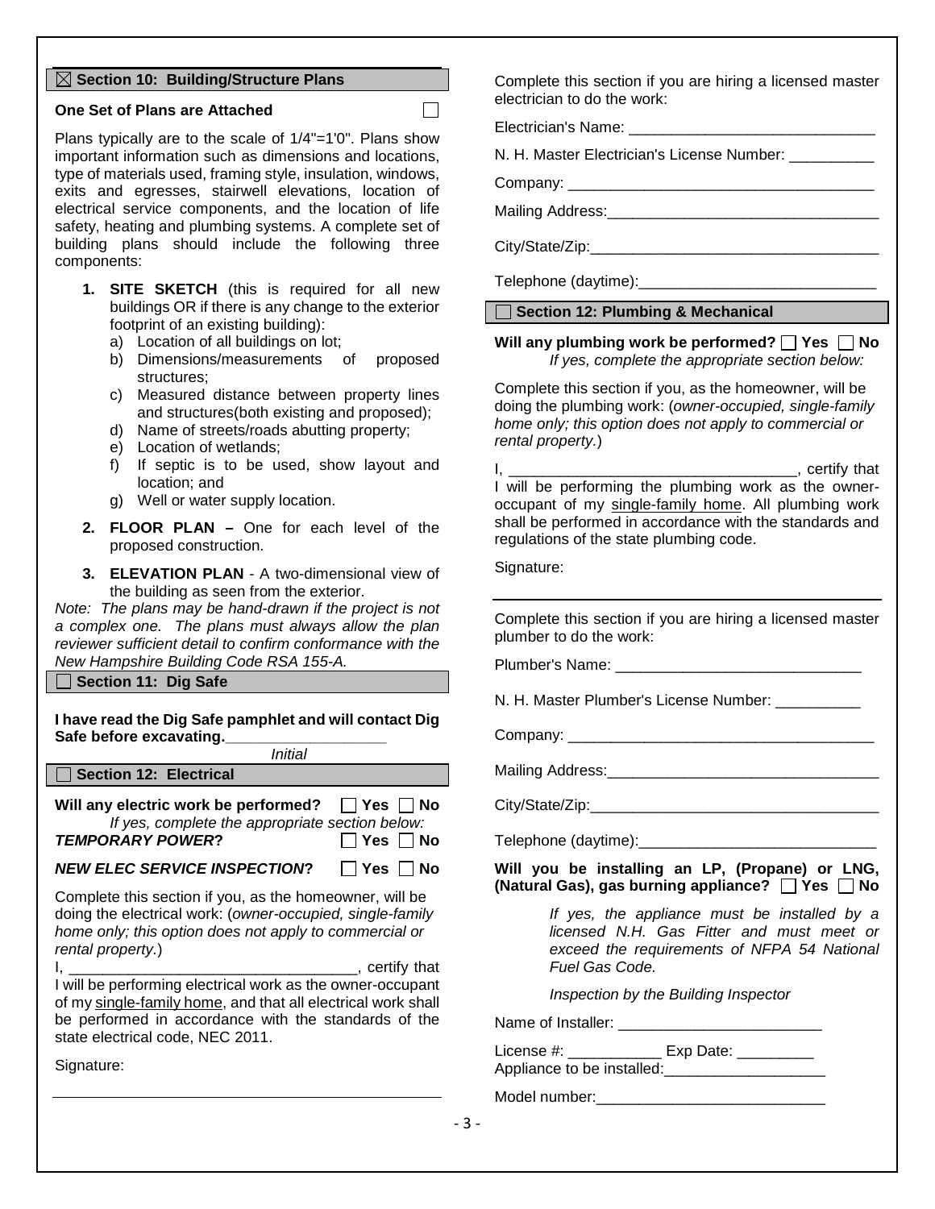## ☒ Section 10: Building/Structure Plans

**One Set of Plans are Attached** ☐

Plans typically are to the scale of 1/4"=1'0". Plans show important information such as dimensions and locations, type of materials used, framing style, insulation, windows, exits and egresses, stairwell elevations, location of electrical service components, and the location of life safety, heating and plumbing systems. A complete set of building plans should include the following three components:

1. **SITE SKETCH** (this is required for all new buildings OR if there is any change to the exterior footprint of an existing building):
   a) Location of all buildings on lot;
   b) Dimensions/measurements of proposed structures;
   c) Measured distance between property lines and structures(both existing and proposed);
   d) Name of streets/roads abutting property;
   e) Location of wetlands;
   f) If septic is to be used, show layout and location; and
   g) Well or water supply location.
2. **FLOOR PLAN –** One for each level of the proposed construction.
3. **ELEVATION PLAN** - A two-dimensional view of the building as seen from the exterior.

*Note: The plans may be hand-drawn if the project is not a complex one. The plans must always allow the plan reviewer sufficient detail to confirm conformance with the New Hampshire Building Code RSA 155-A.*

## ☐ Section 11: Dig Safe

**I have read the Dig Safe pamphlet and will contact Dig Safe before excavating.**___________________
*Initial*

## ☐ Section 12: Electrical

**Will any electric work be performed?** ☐ **Yes** ☐ **No**
*If yes, complete the appropriate section below:*

***TEMPORARY POWER?*** ☐ **Yes** ☐ **No**

***NEW ELEC SERVICE INSPECTION?*** ☐ **Yes** ☐ **No**

Complete this section if you, as the homeowner, will be doing the electrical work: (*owner-occupied, single-family home only; this option does not apply to commercial or rental property.*)

I, __________________________________, certify that I will be performing electrical work as the owner-occupant of my single-family home, and that all electrical work shall be performed in accordance with the standards of the state electrical code, NEC 2011.

Signature:

_______________________________________________

Complete this section if you are hiring a licensed master electrician to do the work:

Electrician's Name: _____________________________

N. H. Master Electrician's License Number: __________

Company: ____________________________________

Mailing Address:________________________________

City/State/Zip:__________________________________

Telephone (daytime):____________________________

## ☐ Section 12: Plumbing & Mechanical

**Will any plumbing work be performed?** ☐ **Yes** ☐ **No**
*If yes, complete the appropriate section below:*

Complete this section if you, as the homeowner, will be doing the plumbing work: (*owner-occupied, single-family home only; this option does not apply to commercial or rental property.*)

I, __________________________________, certify that I will be performing the plumbing work as the owner-occupant of my single-family home. All plumbing work shall be performed in accordance with the standards and regulations of the state plumbing code.

Signature:

_______________________________________________

Complete this section if you are hiring a licensed master plumber to do the work:

Plumber's Name: _____________________________

N. H. Master Plumber's License Number: __________

Company: ____________________________________

Mailing Address:________________________________

City/State/Zip:__________________________________

Telephone (daytime):____________________________

**Will you be installing an LP, (Propane) or LNG, (Natural Gas), gas burning appliance?** ☐ **Yes** ☐ **No**

*If yes, the appliance must be installed by a licensed N.H. Gas Fitter and must meet or exceed the requirements of NFPA 54 National Fuel Gas Code.*

*Inspection by the Building Inspector*

Name of Installer: ________________________

License #: ___________ Exp Date: _________
Appliance to be installed:___________________

Model number:___________________________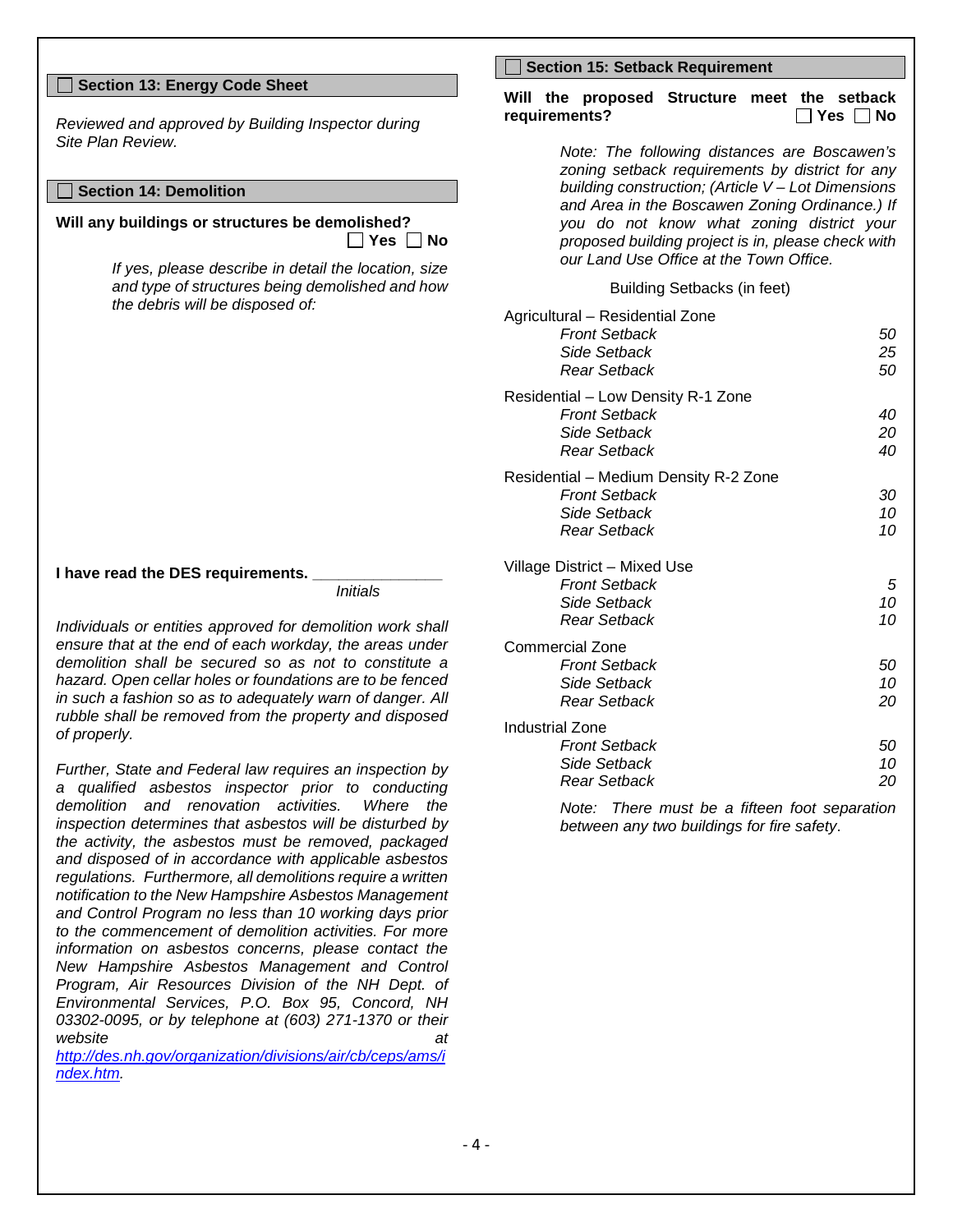## ☐ Section 13: Energy Code Sheet

*Reviewed and approved by Building Inspector during Site Plan Review.*

## ☐ Section 14: Demolition

**Will any buildings or structures be demolished?** ☐ **Yes** ☐ **No**

*If yes, please describe in detail the location, size and type of structures being demolished and how the debris will be disposed of:*

**I have read the DES requirements. _______________**
*Initials*

*Individuals or entities approved for demolition work shall ensure that at the end of each workday, the areas under demolition shall be secured so as not to constitute a hazard. Open cellar holes or foundations are to be fenced in such a fashion so as to adequately warn of danger. All rubble shall be removed from the property and disposed of properly.*

*Further, State and Federal law requires an inspection by a qualified asbestos inspector prior to conducting demolition and renovation activities. Where the inspection determines that asbestos will be disturbed by the activity, the asbestos must be removed, packaged and disposed of in accordance with applicable asbestos regulations. Furthermore, all demolitions require a written notification to the New Hampshire Asbestos Management and Control Program no less than 10 working days prior to the commencement of demolition activities. For more information on asbestos concerns, please contact the New Hampshire Asbestos Management and Control Program, Air Resources Division of the NH Dept. of Environmental Services, P.O. Box 95, Concord, NH 03302-0095, or by telephone at (603) 271-1370 or their website at [http://des.nh.gov/organization/divisions/air/cb/ceps/ams/index.htm](http://des.nh.gov/organization/divisions/air/cb/ceps/ams/index.htm).*

## ☐ Section 15: Setback Requirement

**Will the proposed Structure meet the setback requirements?** ☐ **Yes** ☐ **No**

*Note: The following distances are Boscawen's zoning setback requirements by district for any building construction; (Article V – Lot Dimensions and Area in the Boscawen Zoning Ordinance.) If you do not know what zoning district your proposed building project is in, please check with our Land Use Office at the Town Office.*

Building Setbacks (in feet)

| Zone | Setback | Feet |
|---|---|---|
| Agricultural – Residential Zone | *Front Setback* | *50* |
| | *Side Setback* | *25* |
| | *Rear Setback* | *50* |
| Residential – Low Density R-1 Zone | *Front Setback* | *40* |
| | *Side Setback* | *20* |
| | *Rear Setback* | *40* |
| Residential – Medium Density R-2 Zone | *Front Setback* | *30* |
| | *Side Setback* | *10* |
| | *Rear Setback* | *10* |
| Village District – Mixed Use | *Front Setback* | *5* |
| | *Side Setback* | *10* |
| | *Rear Setback* | *10* |
| Commercial Zone | *Front Setback* | *50* |
| | *Side Setback* | *10* |
| | *Rear Setback* | *20* |
| Industrial Zone | *Front Setback* | *50* |
| | *Side Setback* | *10* |
| | *Rear Setback* | *20* |

*Note: There must be a fifteen foot separation between any two buildings for fire safety.*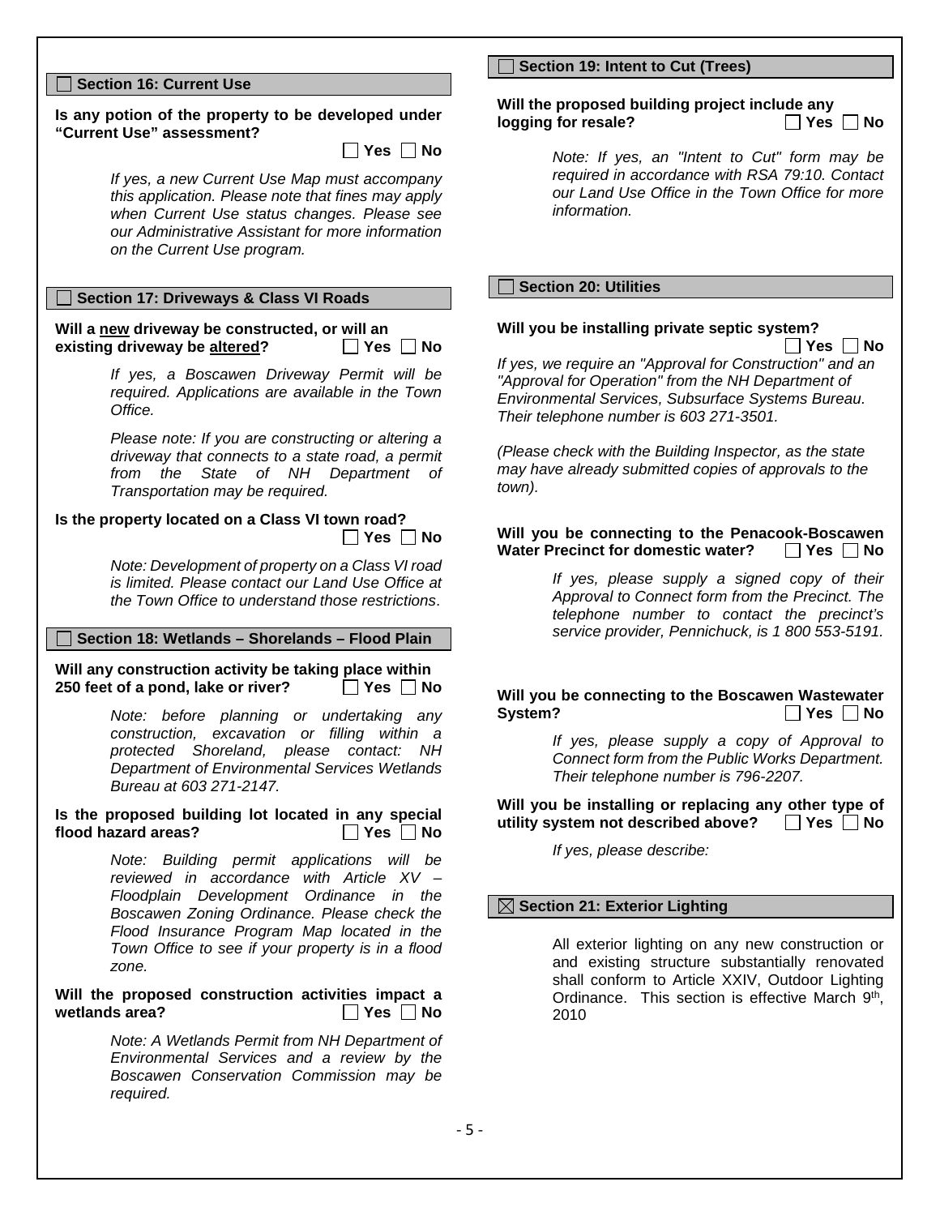## ☐ Section 16: Current Use

**Is any potion of the property to be developed under "Current Use" assessment?**

☐ Yes ☐ No

*If yes, a new Current Use Map must accompany this application. Please note that fines may apply when Current Use status changes. Please see our Administrative Assistant for more information on the Current Use program.*

## ☐ Section 17: Driveways & Class VI Roads

**Will a new driveway be constructed, or will an existing driveway be altered?** ☐ Yes ☐ No

*If yes, a Boscawen Driveway Permit will be required. Applications are available in the Town Office.*

*Please note: If you are constructing or altering a driveway that connects to a state road, a permit from the State of NH Department of Transportation may be required.*

**Is the property located on a Class VI town road?** ☐ Yes ☐ No

*Note: Development of property on a Class VI road is limited. Please contact our Land Use Office at the Town Office to understand those restrictions.*

## ☐ Section 18: Wetlands – Shorelands – Flood Plain

**Will any construction activity be taking place within 250 feet of a pond, lake or river?** ☐ Yes ☐ No

*Note: before planning or undertaking any construction, excavation or filling within a protected Shoreland, please contact: NH Department of Environmental Services Wetlands Bureau at 603 271-2147.*

**Is the proposed building lot located in any special flood hazard areas?** ☐ Yes ☐ No

*Note: Building permit applications will be reviewed in accordance with Article XV – Floodplain Development Ordinance in the Boscawen Zoning Ordinance. Please check the Flood Insurance Program Map located in the Town Office to see if your property is in a flood zone.*

**Will the proposed construction activities impact a wetlands area?** ☐ Yes ☐ No

*Note: A Wetlands Permit from NH Department of Environmental Services and a review by the Boscawen Conservation Commission may be required.*

## ☐ Section 19: Intent to Cut (Trees)

**Will the proposed building project include any logging for resale?** ☐ Yes ☐ No

*Note: If yes, an "Intent to Cut" form may be required in accordance with RSA 79:10. Contact our Land Use Office in the Town Office for more information.*

## ☐ Section 20: Utilities

**Will you be installing private septic system?** ☐ Yes ☐ No

*If yes, we require an "Approval for Construction" and an "Approval for Operation" from the NH Department of Environmental Services, Subsurface Systems Bureau. Their telephone number is 603 271-3501.*

*(Please check with the Building Inspector, as the state may have already submitted copies of approvals to the town).*

**Will you be connecting to the Penacook-Boscawen Water Precinct for domestic water?** ☐ Yes ☐ No

*If yes, please supply a signed copy of their Approval to Connect form from the Precinct. The telephone number to contact the precinct's service provider, Pennichuck, is 1 800 553-5191.*

**Will you be connecting to the Boscawen Wastewater System?** ☐ Yes ☐ No

*If yes, please supply a copy of Approval to Connect form from the Public Works Department. Their telephone number is 796-2207.*

**Will you be installing or replacing any other type of utility system not described above?** ☐ Yes ☐ No

*If yes, please describe:*

## ☒ Section 21: Exterior Lighting

All exterior lighting on any new construction or and existing structure substantially renovated shall conform to Article XXIV, Outdoor Lighting Ordinance. This section is effective March 9th, 2010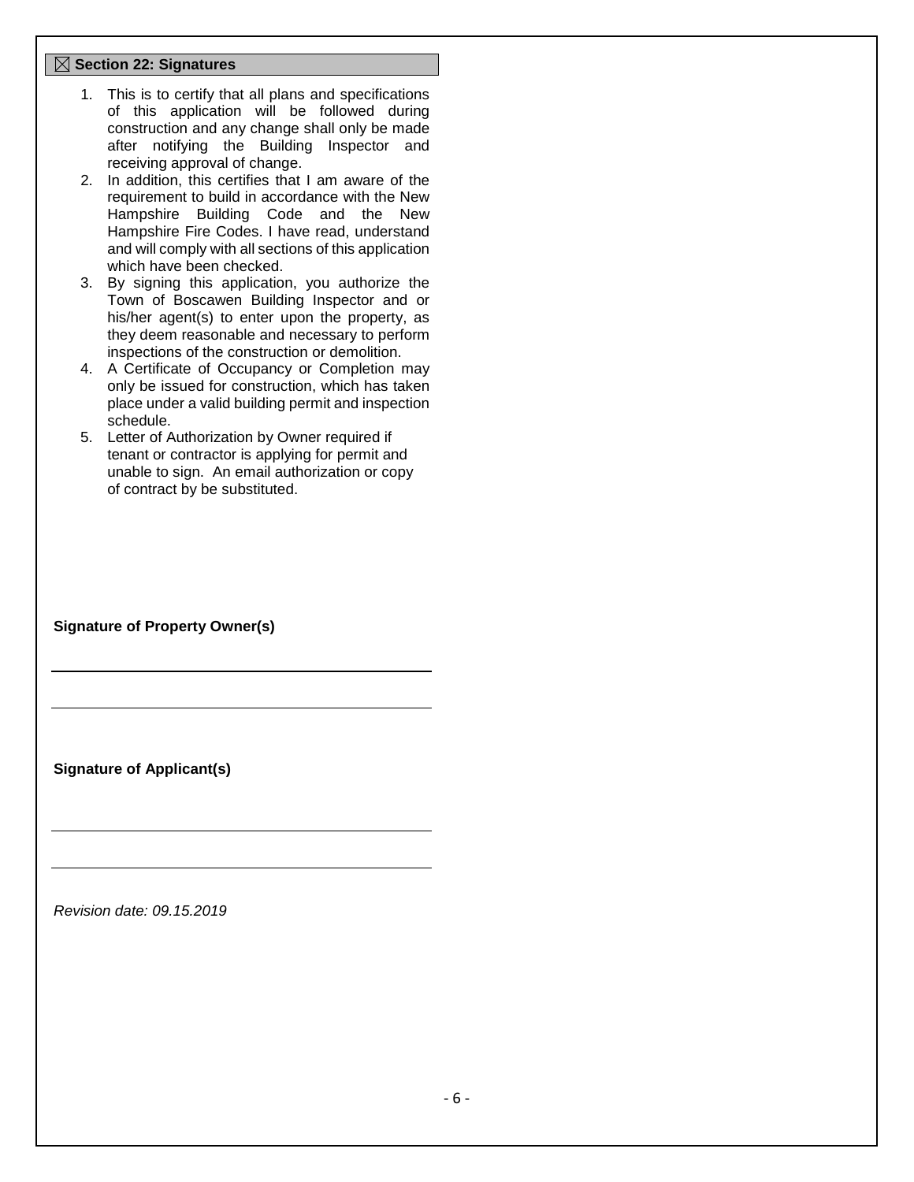## ☒ Section 22: Signatures

1. This is to certify that all plans and specifications of this application will be followed during construction and any change shall only be made after notifying the Building Inspector and receiving approval of change.
2. In addition, this certifies that I am aware of the requirement to build in accordance with the New Hampshire Building Code and the New Hampshire Fire Codes. I have read, understand and will comply with all sections of this application which have been checked.
3. By signing this application, you authorize the Town of Boscawen Building Inspector and or his/her agent(s) to enter upon the property, as they deem reasonable and necessary to perform inspections of the construction or demolition.
4. A Certificate of Occupancy or Completion may only be issued for construction, which has taken place under a valid building permit and inspection schedule.
5. Letter of Authorization by Owner required if tenant or contractor is applying for permit and unable to sign. An email authorization or copy of contract by be substituted.

**Signature of Property Owner(s)**

______________________________________

______________________________________

**Signature of Applicant(s)**

______________________________________

______________________________________

*Revision date: 09.15.2019*